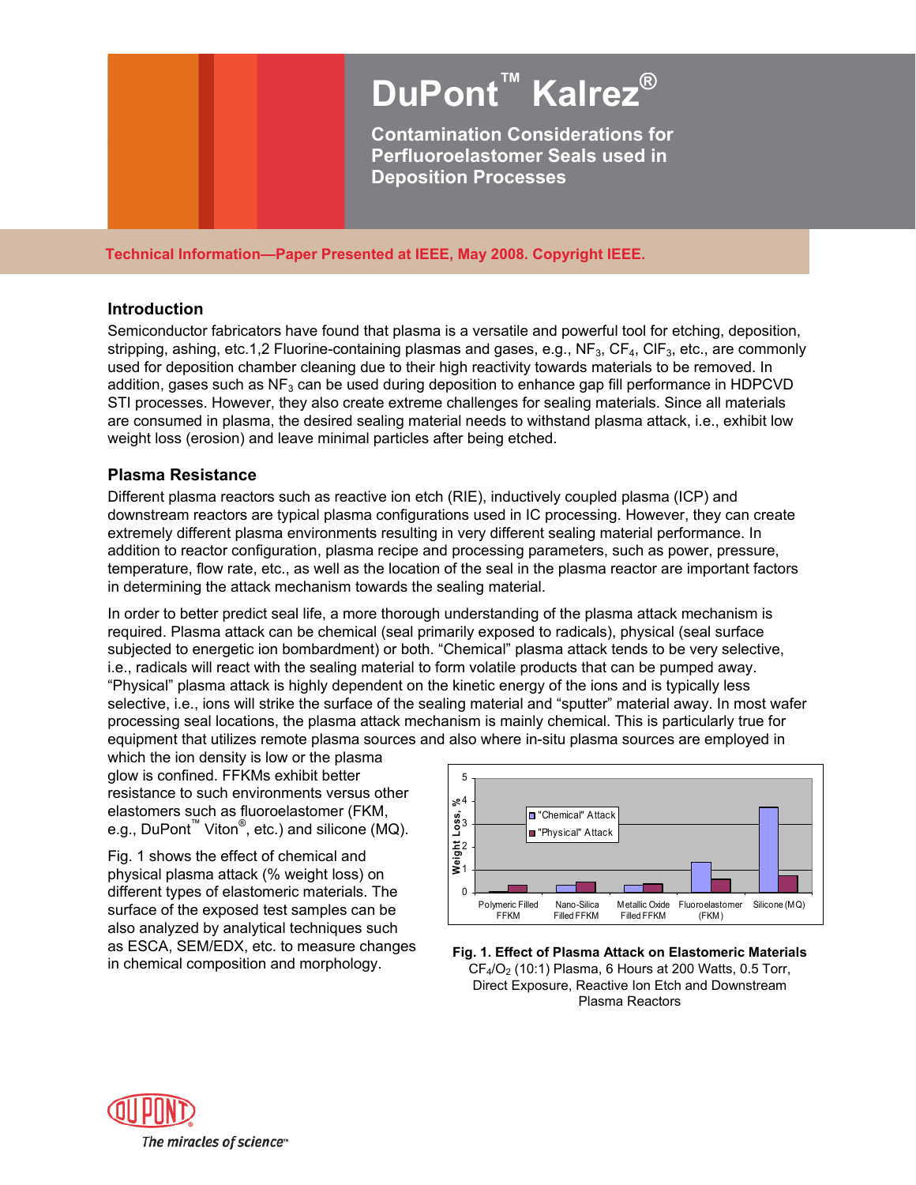# DuPont™ Kalrez®

## Contamination Considerations for Perfluoroelastomer Seals used in Deposition Processes

**Technical Information—Paper Presented at IEEE, May 2008. Copyright IEEE.**

### Introduction

Semiconductor fabricators have found that plasma is a versatile and powerful tool for etching, deposition, stripping, ashing, etc.1,2 Fluorine-containing plasmas and gases, e.g., $NF_3$, $CF_4$, $ClF_3$, etc., are commonly used for deposition chamber cleaning due to their high reactivity towards materials to be removed. In addition, gases such as $NF_3$ can be used during deposition to enhance gap fill performance in HDPCVD STI processes. However, they also create extreme challenges for sealing materials. Since all materials are consumed in plasma, the desired sealing material needs to withstand plasma attack, i.e., exhibit low weight loss (erosion) and leave minimal particles after being etched.

### Plasma Resistance

Different plasma reactors such as reactive ion etch (RIE), inductively coupled plasma (ICP) and downstream reactors are typical plasma configurations used in IC processing. However, they can create extremely different plasma environments resulting in very different sealing material performance. In addition to reactor configuration, plasma recipe and processing parameters, such as power, pressure, temperature, flow rate, etc., as well as the location of the seal in the plasma reactor are important factors in determining the attack mechanism towards the sealing material.

In order to better predict seal life, a more thorough understanding of the plasma attack mechanism is required. Plasma attack can be chemical (seal primarily exposed to radicals), physical (seal surface subjected to energetic ion bombardment) or both. "Chemical" plasma attack tends to be very selective, i.e., radicals will react with the sealing material to form volatile products that can be pumped away. "Physical" plasma attack is highly dependent on the kinetic energy of the ions and is typically less selective, i.e., ions will strike the surface of the sealing material and "sputter" material away. In most wafer processing seal locations, the plasma attack mechanism is mainly chemical. This is particularly true for equipment that utilizes remote plasma sources and also where in-situ plasma sources are employed in which the ion density is low or the plasma glow is confined. FFKMs exhibit better resistance to such environments versus other elastomers such as fluoroelastomer (FKM, e.g., DuPont™ Viton®, etc.) and silicone (MQ).

Fig. 1 shows the effect of chemical and physical plasma attack (% weight loss) on different types of elastomeric materials. The surface of the exposed test samples can be also analyzed by analytical techniques such as ESCA, SEM/EDX, etc. to measure changes in chemical composition and morphology.

**Fig. 1. Effect of Plasma Attack on Elastomeric Materials**
$CF_4/O_2$ (10:1) Plasma, 6 Hours at 200 Watts, 0.5 Torr, Direct Exposure, Reactive Ion Etch and Downstream Plasma Reactors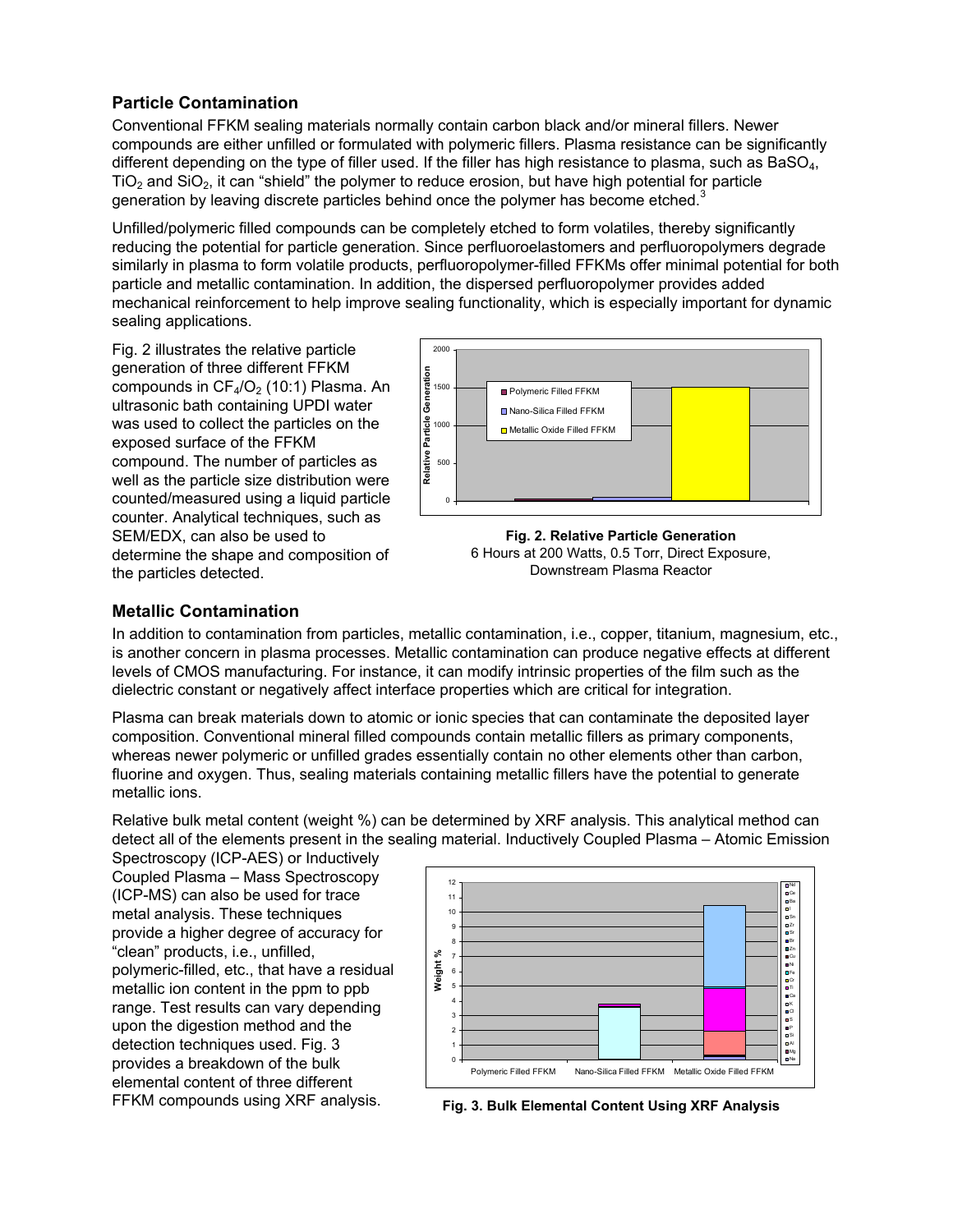## Particle Contamination

Conventional FFKM sealing materials normally contain carbon black and/or mineral fillers. Newer compounds are either unfilled or formulated with polymeric fillers. Plasma resistance can be significantly different depending on the type of filler used. If the filler has high resistance to plasma, such as $BaSO_4$, $TiO_2$ and $SiO_2$, it can "shield" the polymer to reduce erosion, but have high potential for particle generation by leaving discrete particles behind once the polymer has become etched.[3]

Unfilled/polymeric filled compounds can be completely etched to form volatiles, thereby significantly reducing the potential for particle generation. Since perfluoroelastomers and perfluoropolymers degrade similarly in plasma to form volatile products, perfluoropolymer-filled FFKMs offer minimal potential for both particle and metallic contamination. In addition, the dispersed perfluoropolymer provides added mechanical reinforcement to help improve sealing functionality, which is especially important for dynamic sealing applications.

Fig. 2 illustrates the relative particle generation of three different FFKM compounds in $CF_4/O_2$ (10:1) Plasma. An ultrasonic bath containing UPDI water was used to collect the particles on the exposed surface of the FFKM compound. The number of particles as well as the particle size distribution were counted/measured using a liquid particle counter. Analytical techniques, such as SEM/EDX, can also be used to determine the shape and composition of the particles detected.

**Fig. 2. Relative Particle Generation**
6 Hours at 200 Watts, 0.5 Torr, Direct Exposure, Downstream Plasma Reactor

## Metallic Contamination

In addition to contamination from particles, metallic contamination, i.e., copper, titanium, magnesium, etc., is another concern in plasma processes. Metallic contamination can produce negative effects at different levels of CMOS manufacturing. For instance, it can modify intrinsic properties of the film such as the dielectric constant or negatively affect interface properties which are critical for integration.

Plasma can break materials down to atomic or ionic species that can contaminate the deposited layer composition. Conventional mineral filled compounds contain metallic fillers as primary components, whereas newer polymeric or unfilled grades essentially contain no other elements other than carbon, fluorine and oxygen. Thus, sealing materials containing metallic fillers have the potential to generate metallic ions.

Relative bulk metal content (weight %) can be determined by XRF analysis. This analytical method can detect all of the elements present in the sealing material. Inductively Coupled Plasma – Atomic Emission Spectroscopy (ICP-AES) or Inductively Coupled Plasma – Mass Spectroscopy (ICP-MS) can also be used for trace metal analysis. These techniques provide a higher degree of accuracy for "clean" products, i.e., unfilled, polymeric-filled, etc., that have a residual metallic ion content in the ppm to ppb range. Test results can vary depending upon the digestion method and the detection techniques used. Fig. 3 provides a breakdown of the bulk elemental content of three different FFKM compounds using XRF analysis.

**Fig. 3. Bulk Elemental Content Using XRF Analysis**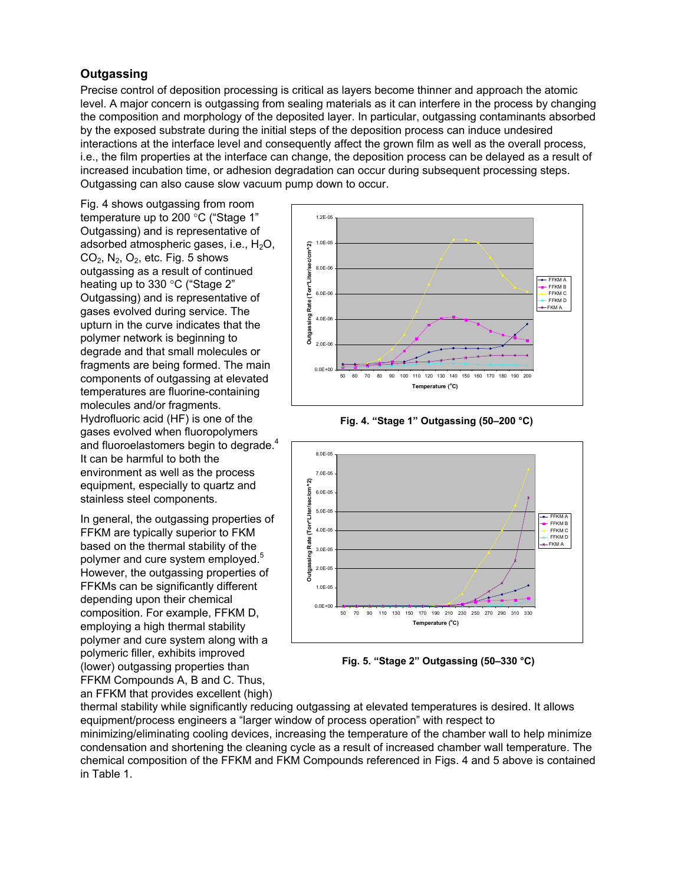## Outgassing

Precise control of deposition processing is critical as layers become thinner and approach the atomic level. A major concern is outgassing from sealing materials as it can interfere in the process by changing the composition and morphology of the deposited layer. In particular, outgassing contaminants absorbed by the exposed substrate during the initial steps of the deposition process can induce undesired interactions at the interface level and consequently affect the grown film as well as the overall process, i.e., the film properties at the interface can change, the deposition process can be delayed as a result of increased incubation time, or adhesion degradation can occur during subsequent processing steps. Outgassing can also cause slow vacuum pump down to occur.

Fig. 4 shows outgassing from room temperature up to 200 °C ("Stage 1" Outgassing) and is representative of adsorbed atmospheric gases, i.e., $H_2O$, $CO_2$, $N_2$, $O_2$, etc. Fig. 5 shows outgassing as a result of continued heating up to 330 °C ("Stage 2" Outgassing) and is representative of gases evolved during service. The upturn in the curve indicates that the polymer network is beginning to degrade and that small molecules or fragments are being formed. The main components of outgassing at elevated temperatures are fluorine-containing molecules and/or fragments. Hydrofluoric acid (HF) is one of the gases evolved when fluoropolymers and fluoroelastomers begin to degrade.[4] It can be harmful to both the environment as well as the process equipment, especially to quartz and stainless steel components.

Fig. 4. "Stage 1" Outgassing (50–200 °C)

Fig. 5. "Stage 2" Outgassing (50–330 °C)

In general, the outgassing properties of FFKM are typically superior to FKM based on the thermal stability of the polymer and cure system employed.[5] However, the outgassing properties of FFKMs can be significantly different depending upon their chemical composition. For example, FFKM D, employing a high thermal stability polymer and cure system along with a polymeric filler, exhibits improved (lower) outgassing properties than FFKM Compounds A, B and C. Thus, an FFKM that provides excellent (high) thermal stability while significantly reducing outgassing at elevated temperatures is desired. It allows equipment/process engineers a "larger window of process operation" with respect to minimizing/eliminating cooling devices, increasing the temperature of the chamber wall to help minimize condensation and shortening the cleaning cycle as a result of increased chamber wall temperature. The chemical composition of the FFKM and FKM Compounds referenced in Figs. 4 and 5 above is contained in Table 1.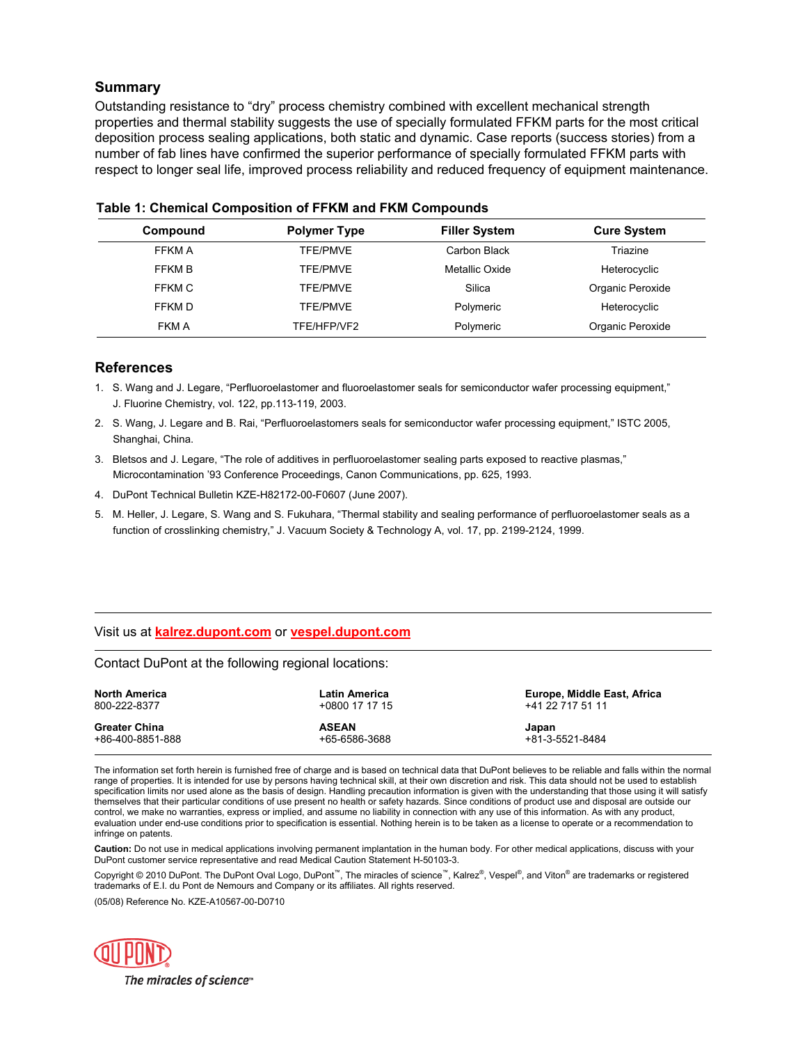## Summary

Outstanding resistance to “dry” process chemistry combined with excellent mechanical strength properties and thermal stability suggests the use of specially formulated FFKM parts for the most critical deposition process sealing applications, both static and dynamic. Case reports (success stories) from a number of fab lines have confirmed the superior performance of specially formulated FFKM parts with respect to longer seal life, improved process reliability and reduced frequency of equipment maintenance.

**Table 1: Chemical Composition of FFKM and FKM Compounds**

| Compound | Polymer Type | Filler System | Cure System |
|---|---|---|---|
| FFKM A | TFE/PMVE | Carbon Black | Triazine |
| FFKM B | TFE/PMVE | Metallic Oxide | Heterocyclic |
| FFKM C | TFE/PMVE | Silica | Organic Peroxide |
| FFKM D | TFE/PMVE | Polymeric | Heterocyclic |
| FKM A | TFE/HFP/VF2 | Polymeric | Organic Peroxide |

## References

1. S. Wang and J. Legare, “Perfluoroelastomer and fluoroelastomer seals for semiconductor wafer processing equipment,” J. Fluorine Chemistry, vol. 122, pp.113-119, 2003.
2. S. Wang, J. Legare and B. Rai, “Perfluoroelastomers seals for semiconductor wafer processing equipment,” ISTC 2005, Shanghai, China.
3. Bletsos and J. Legare, “The role of additives in perfluoroelastomer sealing parts exposed to reactive plasmas,” Microcontamination ’93 Conference Proceedings, Canon Communications, pp. 625, 1993.
4. DuPont Technical Bulletin KZE-H82172-00-F0607 (June 2007).
5. M. Heller, J. Legare, S. Wang and S. Fukuhara, “Thermal stability and sealing performance of perfluoroelastomer seals as a function of crosslinking chemistry,” J. Vacuum Society & Technology A, vol. 17, pp. 2199-2124, 1999.

Visit us at **kalrez.dupont.com** or **vespel.dupont.com**

Contact DuPont at the following regional locations:

**North America**
800-222-8377

**Latin America**
+0800 17 17 15

**Europe, Middle East, Africa**
+41 22 717 51 11

**Greater China**
+86-400-8851-888

**ASEAN**
+65-6586-3688

**Japan**
+81-3-5521-8484

The information set forth herein is furnished free of charge and is based on technical data that DuPont believes to be reliable and falls within the normal range of properties. It is intended for use by persons having technical skill, at their own discretion and risk. This data should not be used to establish specification limits nor used alone as the basis of design. Handling precaution information is given with the understanding that those using it will satisfy themselves that their particular conditions of use present no health or safety hazards. Since conditions of product use and disposal are outside our control, we make no warranties, express or implied, and assume no liability in connection with any use of this information. As with any product, evaluation under end-use conditions prior to specification is essential. Nothing herein is to be taken as a license to operate or a recommendation to infringe on patents.

**Caution:** Do not use in medical applications involving permanent implantation in the human body. For other medical applications, discuss with your DuPont customer service representative and read Medical Caution Statement H-50103-3.

Copyright © 2010 DuPont. The DuPont Oval Logo, DuPont™, The miracles of science™, Kalrez®, Vespel®, and Viton® are trademarks or registered trademarks of E.I. du Pont de Nemours and Company or its affiliates. All rights reserved.

(05/08) Reference No. KZE-A10567-00-D0710

DUPONT
*The miracles of science™*